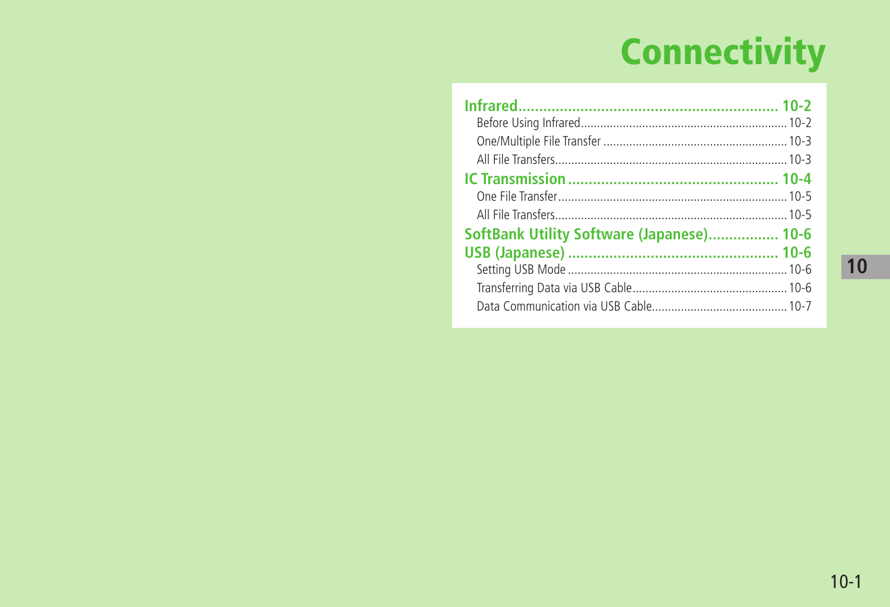# Connectivity

**Infrared** .......... 10-2
- Before Using Infrared .......... 10-2
- One/Multiple File Transfer .......... 10-3
- All File Transfers .......... 10-3

**IC Transmission** .......... 10-4
- One File Transfer .......... 10-5
- All File Transfers .......... 10-5

**SoftBank Utility Software (Japanese)** .......... 10-6

**USB (Japanese)** .......... 10-6
- Setting USB Mode .......... 10-6
- Transferring Data via USB Cable .......... 10-6
- Data Communication via USB Cable .......... 10-7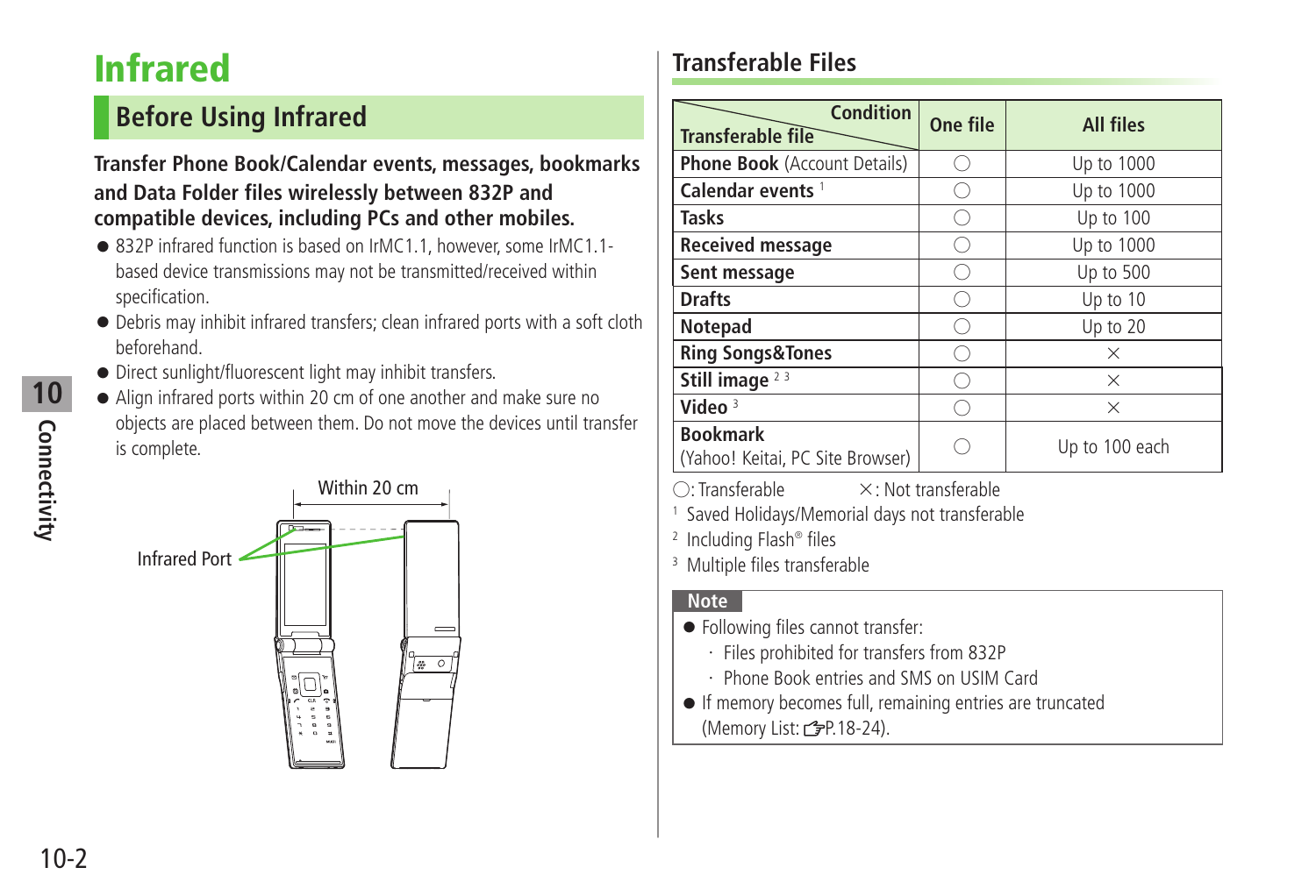# Infrared

## Before Using Infrared

**Transfer Phone Book/Calendar events, messages, bookmarks and Data Folder files wirelessly between 832P and compatible devices, including PCs and other mobiles.**

- 832P infrared function is based on IrMC1.1, however, some IrMC1.1-based device transmissions may not be transmitted/received within specification.
- Debris may inhibit infrared transfers; clean infrared ports with a soft cloth beforehand.
- Direct sunlight/fluorescent light may inhibit transfers.
- Align infrared ports within 20 cm of one another and make sure no objects are placed between them. Do not move the devices until transfer is complete.

Within 20 cm

Infrared Port

### Transferable Files

| Transferable file \ Condition | One file | All files |
|---|---|---|
| **Phone Book** (Account Details) | ○ | Up to 1000 |
| **Calendar events** [1] | ○ | Up to 1000 |
| **Tasks** | ○ | Up to 100 |
| **Received message** | ○ | Up to 1000 |
| **Sent message** | ○ | Up to 500 |
| **Drafts** | ○ | Up to 10 |
| **Notepad** | ○ | Up to 20 |
| **Ring Songs&Tones** | ○ | × |
| **Still image** [2 3] | ○ | × |
| **Video** [3] | ○ | × |
| **Bookmark** (Yahoo! Keitai, PC Site Browser) | ○ | Up to 100 each |

○: Transferable ×: Not transferable

[1] Saved Holidays/Memorial days not transferable

[2] Including Flash® files

[3] Multiple files transferable

**Note**

- Following files cannot transfer:
  - · Files prohibited for transfers from 832P
  - · Phone Book entries and SMS on USIM Card
- If memory becomes full, remaining entries are truncated (Memory List: ☞P.18-24).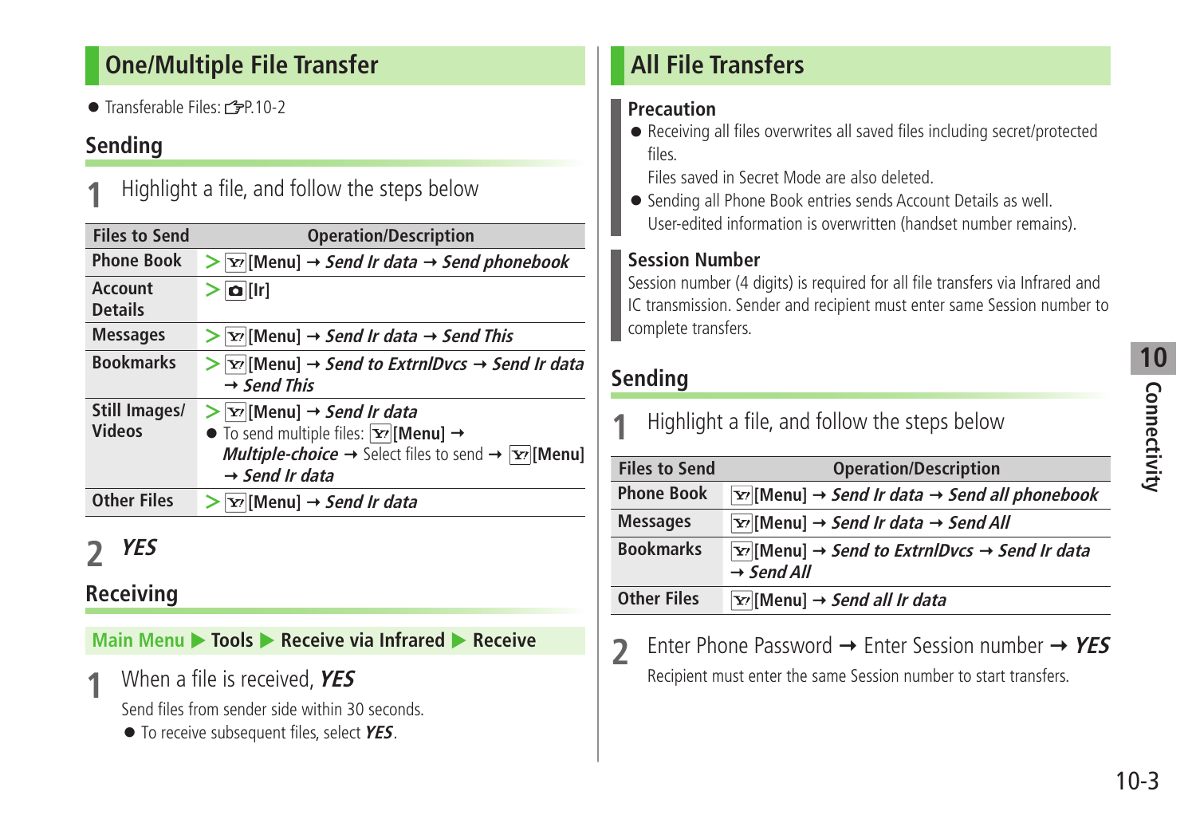## One/Multiple File Transfer

- Transferable Files: ☞P.10-2

### Sending

**1** Highlight a file, and follow the steps below

| Files to Send | Operation/Description |
|---|---|
| Phone Book | > [Menu] → *Send Ir data* → *Send phonebook* |
| Account Details | > [Ir] |
| Messages | > [Menu] → *Send Ir data* → *Send This* |
| Bookmarks | > [Menu] → *Send to ExtrnlDvcs* → *Send Ir data* → *Send This* |
| Still Images/ Videos | > [Menu] → *Send Ir data*<br>● To send multiple files: [Menu] → *Multiple-choice* → Select files to send → [Menu] → *Send Ir data* |
| Other Files | > [Menu] → *Send Ir data* |

**2** ***YES***

### Receiving

**Main Menu ▶ Tools ▶ Receive via Infrared ▶ Receive**

**1** When a file is received, ***YES***

Send files from sender side within 30 seconds.

- To receive subsequent files, select ***YES***.

## All File Transfers

### Precaution

- Receiving all files overwrites all saved files including secret/protected files.
  Files saved in Secret Mode are also deleted.
- Sending all Phone Book entries sends Account Details as well.
  User-edited information is overwritten (handset number remains).

### Session Number

Session number (4 digits) is required for all file transfers via Infrared and IC transmission. Sender and recipient must enter same Session number to complete transfers.

### Sending

**1** Highlight a file, and follow the steps below

| Files to Send | Operation/Description |
|---|---|
| Phone Book | [Menu] → *Send Ir data* → *Send all phonebook* |
| Messages | [Menu] → *Send Ir data* → *Send All* |
| Bookmarks | [Menu] → *Send to ExtrnlDvcs* → *Send Ir data* → *Send All* |
| Other Files | [Menu] → *Send all Ir data* |

**2** Enter Phone Password → Enter Session number → ***YES***

Recipient must enter the same Session number to start transfers.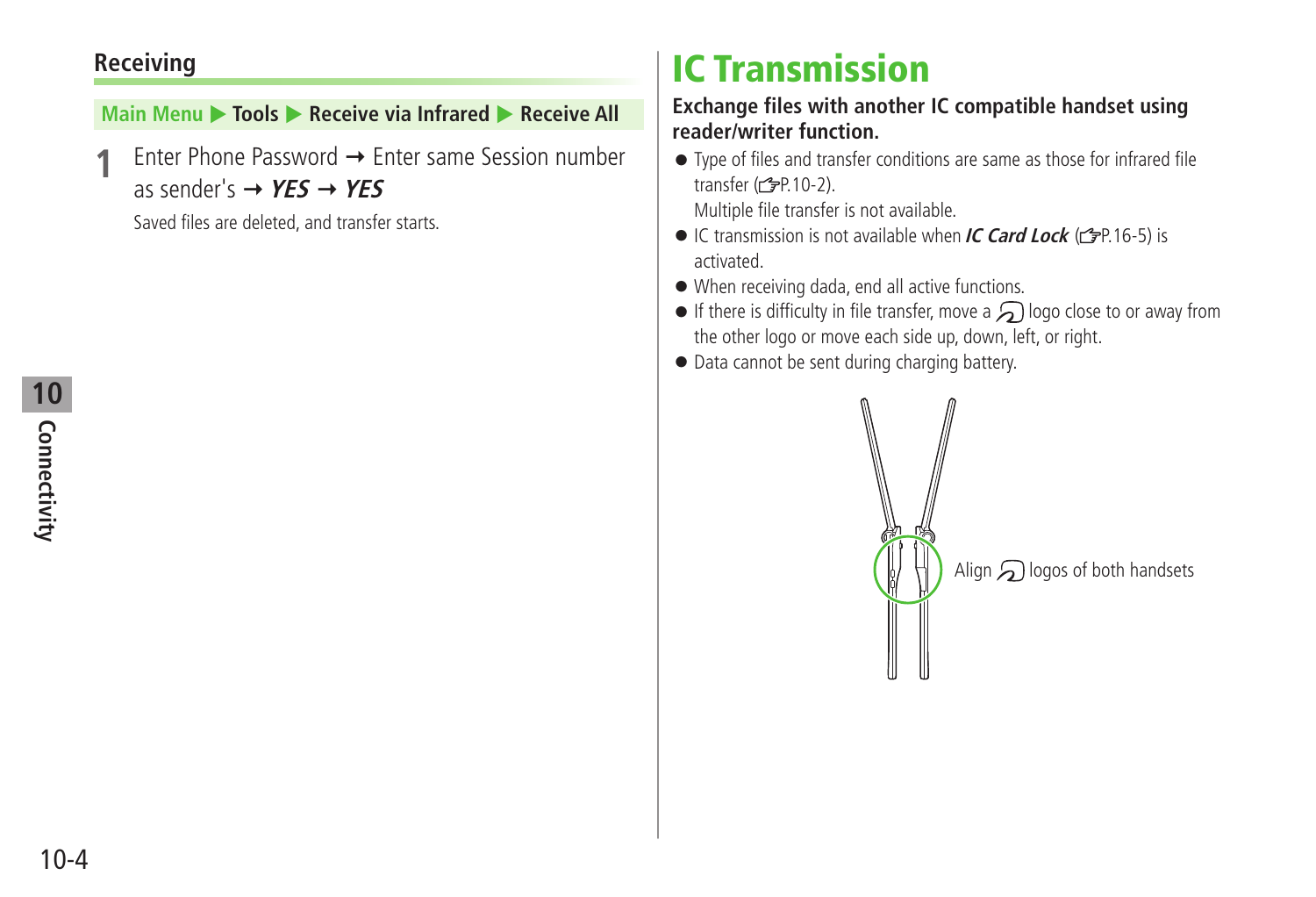### Receiving

**Main Menu ▶ Tools ▶ Receive via Infrared ▶ Receive All**

**1** Enter Phone Password → Enter same Session number as sender's → ***YES*** → ***YES***

Saved files are deleted, and transfer starts.

# IC Transmission

**Exchange files with another IC compatible handset using reader/writer function.**

- Type of files and transfer conditions are same as those for infrared file transfer (☞P.10-2).
  Multiple file transfer is not available.
- IC transmission is not available when ***IC Card Lock*** (☞P.16-5) is activated.
- When receiving dada, end all active functions.
- If there is difficulty in file transfer, move a logo close to or away from the other logo or move each side up, down, left, or right.
- Data cannot be sent during charging battery.

Align logos of both handsets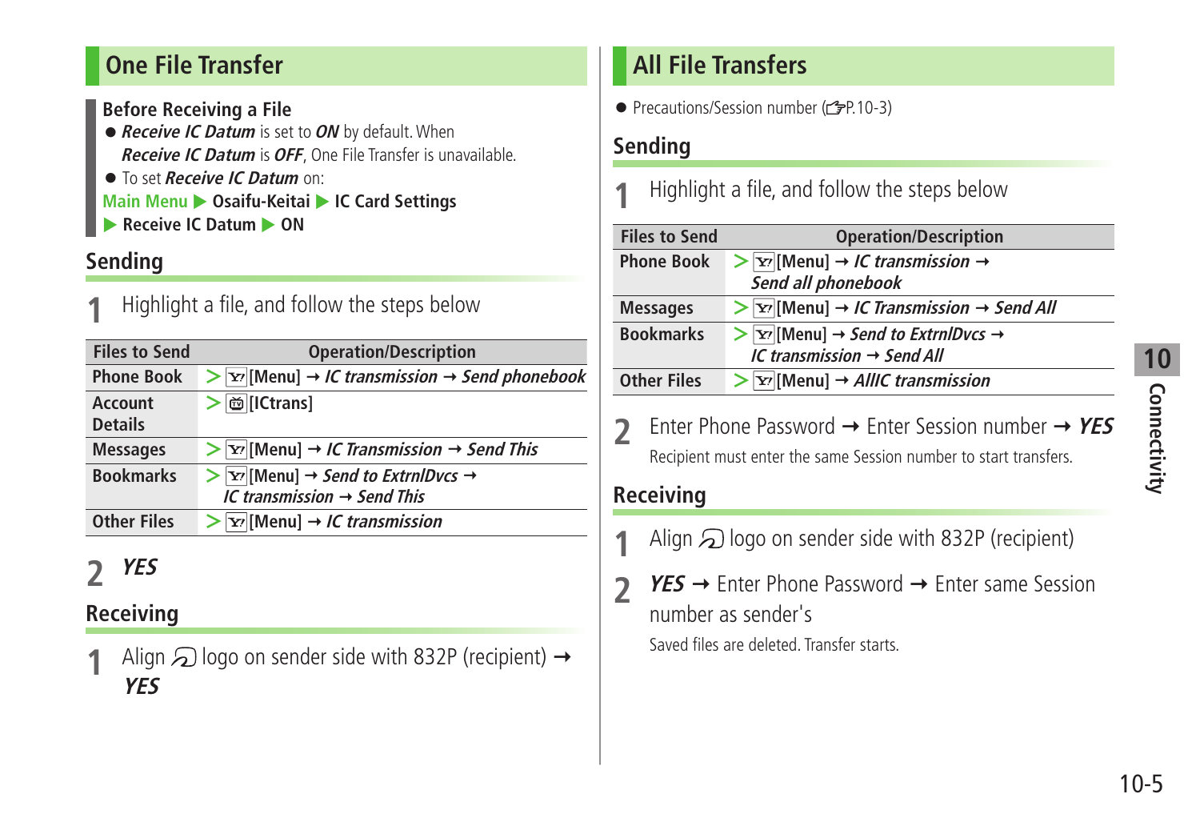## One File Transfer

### Before Receiving a File

- ***Receive IC Datum*** is set to ***ON*** by default. When ***Receive IC Datum*** is ***OFF***, One File Transfer is unavailable.
- To set ***Receive IC Datum*** on:

**Main Menu ▶ Osaifu-Keitai ▶ IC Card Settings ▶ Receive IC Datum ▶ ON**

### Sending

**1** Highlight a file, and follow the steps below

| Files to Send | Operation/Description |
|---|---|
| Phone Book | > [Menu] → *IC transmission* → *Send phonebook* |
| Account Details | > [ICtrans] |
| Messages | > [Menu] → *IC Transmission* → *Send This* |
| Bookmarks | > [Menu] → *Send to ExtrnlDvcs* → *IC transmission* → *Send This* |
| Other Files | > [Menu] → *IC transmission* |

**2** ***YES***

### Receiving

**1** Align logo on sender side with 832P (recipient) → ***YES***

## All File Transfers

- Precautions/Session number (☞P.10-3)

### Sending

**1** Highlight a file, and follow the steps below

| Files to Send | Operation/Description |
|---|---|
| Phone Book | > [Menu] → *IC transmission* → *Send all phonebook* |
| Messages | > [Menu] → *IC Transmission* → *Send All* |
| Bookmarks | > [Menu] → *Send to ExtrnlDvcs* → *IC transmission* → *Send All* |
| Other Files | > [Menu] → *AllIC transmission* |

**2** Enter Phone Password → Enter Session number → ***YES***

Recipient must enter the same Session number to start transfers.

### Receiving

**1** Align logo on sender side with 832P (recipient)

**2** ***YES*** → Enter Phone Password → Enter same Session number as sender's

Saved files are deleted. Transfer starts.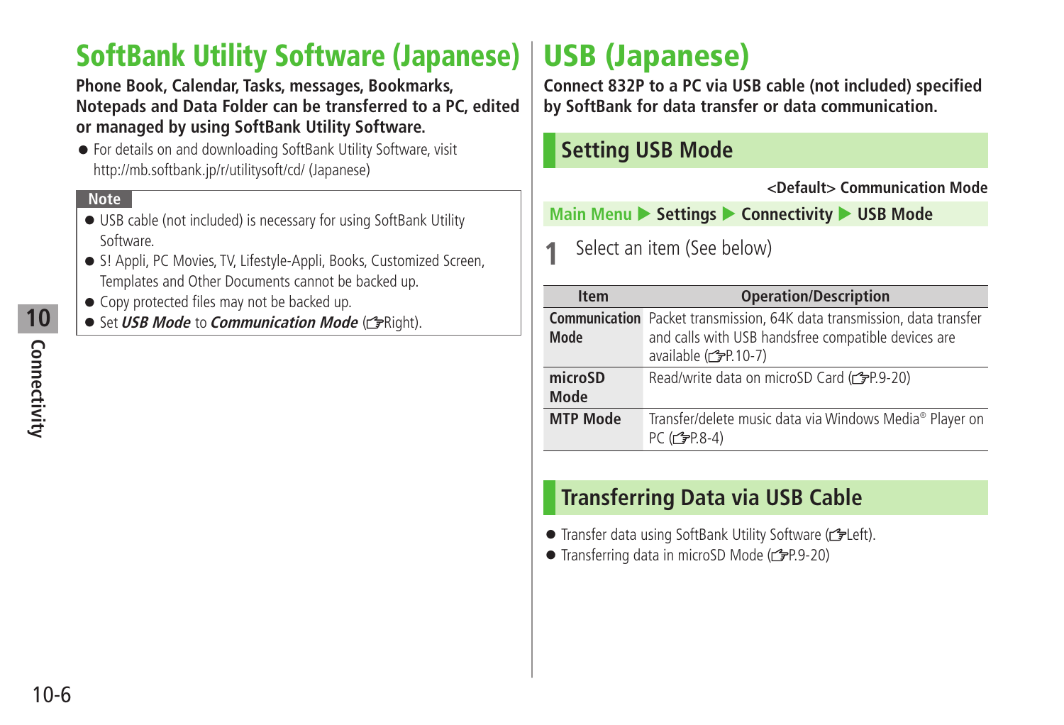# SoftBank Utility Software (Japanese)

**Phone Book, Calendar, Tasks, messages, Bookmarks, Notepads and Data Folder can be transferred to a PC, edited or managed by using SoftBank Utility Software.**

- For details on and downloading SoftBank Utility Software, visit http://mb.softbank.jp/r/utilitysoft/cd/ (Japanese)

**Note**

- USB cable (not included) is necessary for using SoftBank Utility Software.
- S! Appli, PC Movies, TV, Lifestyle-Appli, Books, Customized Screen, Templates and Other Documents cannot be backed up.
- Copy protected files may not be backed up.
- Set ***USB Mode*** to ***Communication Mode*** (☞Right).

# USB (Japanese)

**Connect 832P to a PC via USB cable (not included) specified by SoftBank for data transfer or data communication.**

## Setting USB Mode

**<Default> Communication Mode**

**Main Menu ▶ Settings ▶ Connectivity ▶ USB Mode**

**1** Select an item (See below)

| Item | Operation/Description |
|---|---|
| **Communication Mode** | Packet transmission, 64K data transmission, data transfer and calls with USB handsfree compatible devices are available (☞P.10-7) |
| **microSD Mode** | Read/write data on microSD Card (☞P.9-20) |
| **MTP Mode** | Transfer/delete music data via Windows Media® Player on PC (☞P.8-4) |

## Transferring Data via USB Cable

- Transfer data using SoftBank Utility Software (☞Left).
- Transferring data in microSD Mode (☞P.9-20)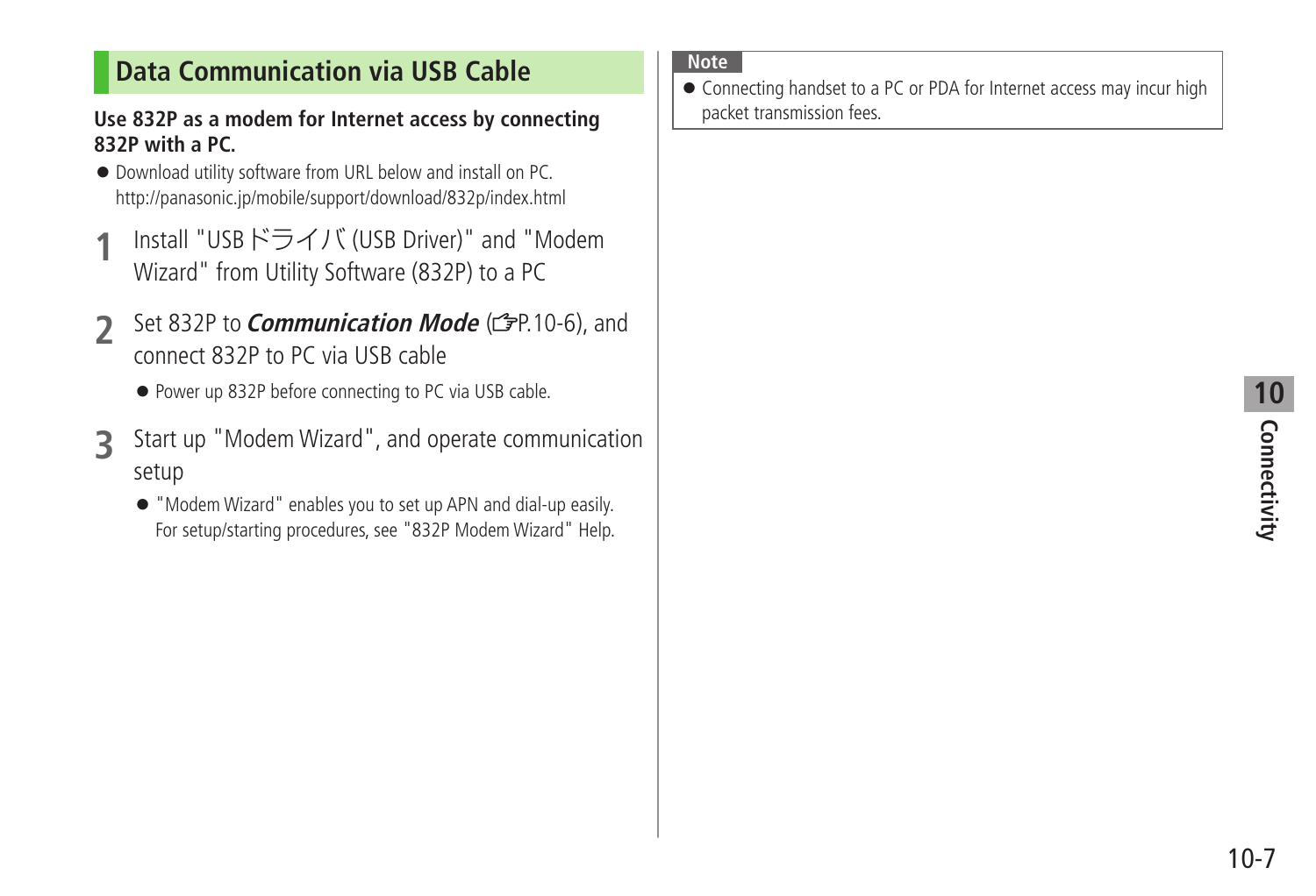## Data Communication via USB Cable

**Use 832P as a modem for Internet access by connecting 832P with a PC.**

- Download utility software from URL below and install on PC. http://panasonic.jp/mobile/support/download/832p/index.html

**1** Install "USBドライバ (USB Driver)" and "Modem Wizard" from Utility Software (832P) to a PC

**2** Set 832P to ***Communication Mode*** (☞P.10-6), and connect 832P to PC via USB cable

- Power up 832P before connecting to PC via USB cable.

**3** Start up "Modem Wizard", and operate communication setup

- "Modem Wizard" enables you to set up APN and dial-up easily. For setup/starting procedures, see "832P Modem Wizard" Help.

**Note**

- Connecting handset to a PC or PDA for Internet access may incur high packet transmission fees.